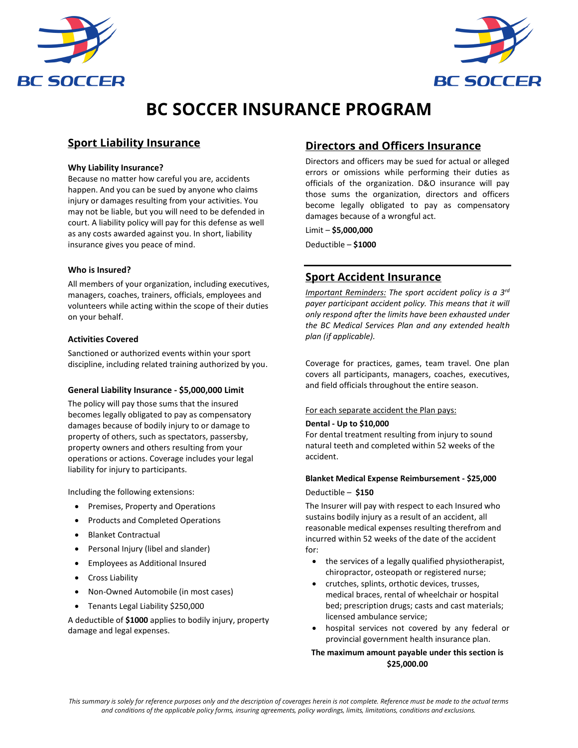# BC SOCCER INSURANCE PROGRAM

## Sport Liability Insurance

**Why Liability Insurance?**

Because no matter how careful you are, accidents happen. And you can be sued by anyone who claims injury or damages resulting from your activities. You may not be liable, but you will need to be defended in court. A liability policy will pay for this defense as well as any costs awarded against you. In short, liability insurance gives you peace of mind.

**Who is Insured?**

All members of your organization, including executives, managers, coaches, trainers, officials, employees and volunteers while acting within the scope of their duties on your behalf.

**Activities Covered**

Sanctioned or authorized events within your sport discipline, including related training authorized by you.

**General Liability Insurance - $5,000,000 Limit**

The policy will pay those sums that the insured becomes legally obligated to pay as compensatory damages because of bodily injury to or damage to property of others, such as spectators, passersby, property owners and others resulting from your operations or actions. Coverage includes your legal liability for injury to participants.

Including the following extensions:

- Premises, Property and Operations
- Products and Completed Operations
- Blanket Contractual
- Personal Injury (libel and slander)
- Employees as Additional Insured
- Cross Liability
- Non-Owned Automobile (in most cases)
- Tenants Legal Liability $250,000

A deductible of **$1000** applies to bodily injury, property damage and legal expenses.

## Directors and Officers Insurance

Directors and officers may be sued for actual or alleged errors or omissions while performing their duties as officials of the organization. D&O insurance will pay those sums the organization, directors and officers become legally obligated to pay as compensatory damages because of a wrongful act.

Limit – **$5,000,000**

Deductible – **$1000**

## Sport Accident Insurance

*Important Reminders: The sport accident policy is a 3rd payer participant accident policy. This means that it will only respond after the limits have been exhausted under the BC Medical Services Plan and any extended health plan (if applicable).*

Coverage for practices, games, team travel. One plan covers all participants, managers, coaches, executives, and field officials throughout the entire season.

For each separate accident the Plan pays:

**Dental - Up to $10,000**

For dental treatment resulting from injury to sound natural teeth and completed within 52 weeks of the accident.

**Blanket Medical Expense Reimbursement - $25,000**

Deductible – **$150**

The Insurer will pay with respect to each Insured who sustains bodily injury as a result of an accident, all reasonable medical expenses resulting therefrom and incurred within 52 weeks of the date of the accident for:

- the services of a legally qualified physiotherapist, chiropractor, osteopath or registered nurse;
- crutches, splints, orthotic devices, trusses, medical braces, rental of wheelchair or hospital bed; prescription drugs; casts and cast materials; licensed ambulance service;
- hospital services not covered by any federal or provincial government health insurance plan.

**The maximum amount payable under this section is $25,000.00**

*This summary is solely for reference purposes only and the description of coverages herein is not complete. Reference must be made to the actual terms and conditions of the applicable policy forms, insuring agreements, policy wordings, limits, limitations, conditions and exclusions.*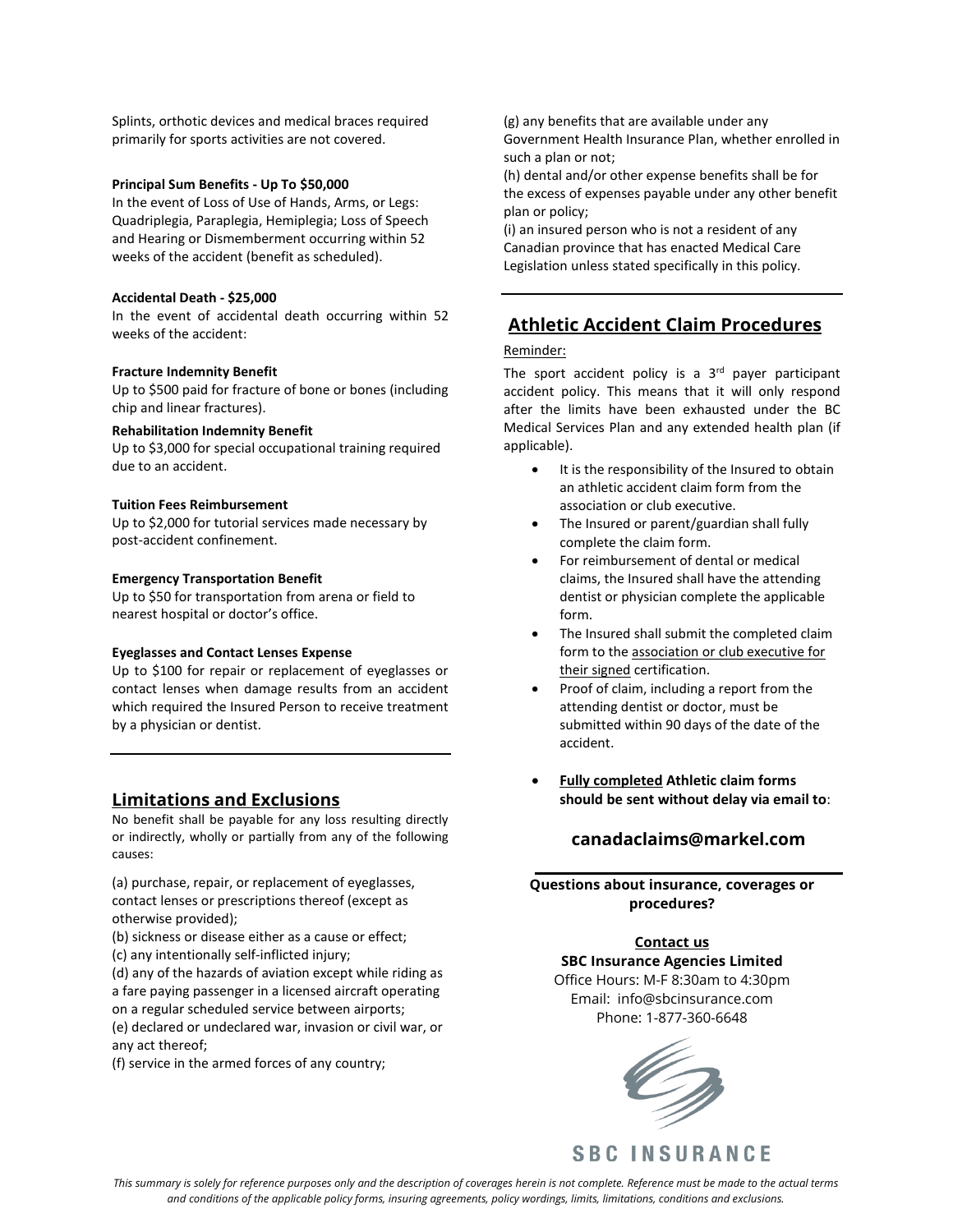Splints, orthotic devices and medical braces required primarily for sports activities are not covered.

**Principal Sum Benefits - Up To $50,000**

In the event of Loss of Use of Hands, Arms, or Legs: Quadriplegia, Paraplegia, Hemiplegia; Loss of Speech and Hearing or Dismemberment occurring within 52 weeks of the accident (benefit as scheduled).

**Accidental Death - $25,000**

In the event of accidental death occurring within 52 weeks of the accident:

**Fracture Indemnity Benefit**

Up to $500 paid for fracture of bone or bones (including chip and linear fractures).

**Rehabilitation Indemnity Benefit**

Up to $3,000 for special occupational training required due to an accident.

**Tuition Fees Reimbursement**

Up to $2,000 for tutorial services made necessary by post-accident confinement.

**Emergency Transportation Benefit**

Up to $50 for transportation from arena or field to nearest hospital or doctor's office.

**Eyeglasses and Contact Lenses Expense**

Up to $100 for repair or replacement of eyeglasses or contact lenses when damage results from an accident which required the Insured Person to receive treatment by a physician or dentist.

## Limitations and Exclusions

No benefit shall be payable for any loss resulting directly or indirectly, wholly or partially from any of the following causes:

(a) purchase, repair, or replacement of eyeglasses, contact lenses or prescriptions thereof (except as otherwise provided);
(b) sickness or disease either as a cause or effect;
(c) any intentionally self-inflicted injury;
(d) any of the hazards of aviation except while riding as a fare paying passenger in a licensed aircraft operating on a regular scheduled service between airports;
(e) declared or undeclared war, invasion or civil war, or any act thereof;
(f) service in the armed forces of any country;
(g) any benefits that are available under any Government Health Insurance Plan, whether enrolled in such a plan or not;
(h) dental and/or other expense benefits shall be for the excess of expenses payable under any other benefit plan or policy;
(i) an insured person who is not a resident of any Canadian province that has enacted Medical Care Legislation unless stated specifically in this policy.

## Athletic Accident Claim Procedures

Reminder:

The sport accident policy is a 3rd payer participant accident policy. This means that it will only respond after the limits have been exhausted under the BC Medical Services Plan and any extended health plan (if applicable).

- It is the responsibility of the Insured to obtain an athletic accident claim form from the association or club executive.
- The Insured or parent/guardian shall fully complete the claim form.
- For reimbursement of dental or medical claims, the Insured shall have the attending dentist or physician complete the applicable form.
- The Insured shall submit the completed claim form to the association or club executive for their signed certification.
- Proof of claim, including a report from the attending dentist or doctor, must be submitted within 90 days of the date of the accident.

- **Fully completed Athletic claim forms should be sent without delay via email to**:

**canadaclaims@markel.com**

**Questions about insurance, coverages or procedures?**

**Contact us**

**SBC Insurance Agencies Limited**

Office Hours: M-F 8:30am to 4:30pm

Email: info@sbcinsurance.com

Phone: 1-877-360-6648

SBC INSURANCE

*This summary is solely for reference purposes only and the description of coverages herein is not complete. Reference must be made to the actual terms and conditions of the applicable policy forms, insuring agreements, policy wordings, limits, limitations, conditions and exclusions.*